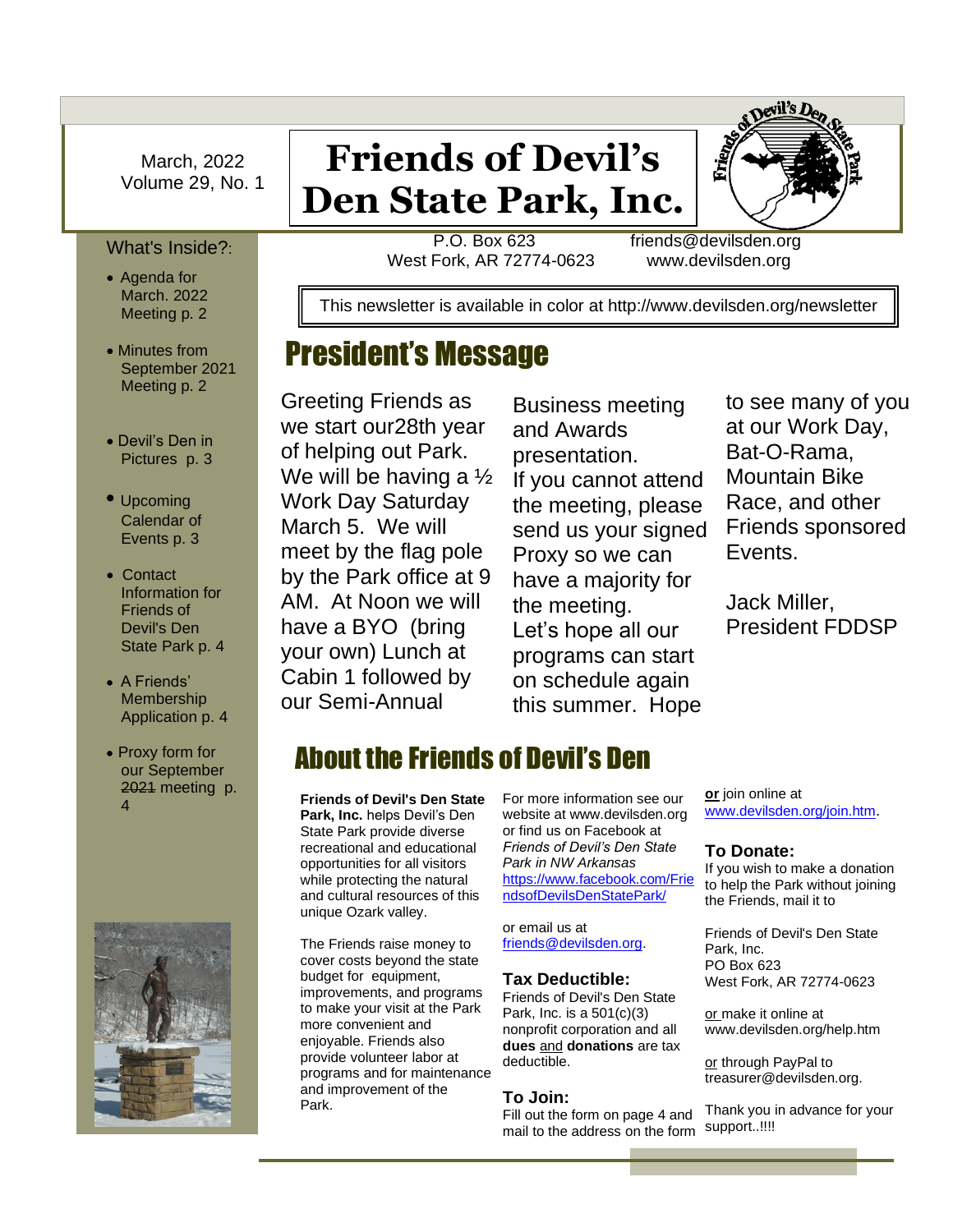March, 2022
Volume 29, No. 1

# Friends of Devil's Den State Park, Inc.

P.O. Box 623
West Fork, AR 72774-0623

friends@devilsden.org
www.devilsden.org

This newsletter is available in color at http://www.devilsden.org/newsletter

What's Inside?:

- Agenda for March. 2022 Meeting p. 2
- Minutes from September 2021 Meeting p. 2
- Devil's Den in Pictures p. 3
- Upcoming Calendar of Events p. 3
- Contact Information for Friends of Devil's Den State Park p. 4
- A Friends' Membership Application p. 4
- Proxy form for our September ~~2021~~ meeting p. 4

## President's Message

Greeting Friends as we start our28th year of helping out Park. We will be having a ½ Work Day Saturday March 5. We will meet by the flag pole by the Park office at 9 AM. At Noon we will have a BYO (bring your own) Lunch at Cabin 1 followed by our Semi-Annual Business meeting and Awards presentation. If you cannot attend the meeting, please send us your signed Proxy so we can have a majority for the meeting. Let's hope all our programs can start on schedule again this summer. Hope to see many of you at our Work Day, Bat-O-Rama, Mountain Bike Race, and other Friends sponsored Events.

Jack Miller,
President FDDSP

## About the Friends of Devil's Den

**Friends of Devil's Den State Park, Inc.** helps Devil's Den State Park provide diverse recreational and educational opportunities for all visitors while protecting the natural and cultural resources of this unique Ozark valley.

The Friends raise money to cover costs beyond the state budget for equipment, improvements, and programs to make your visit at the Park more convenient and enjoyable. Friends also provide volunteer labor at programs and for maintenance and improvement of the Park.

For more information see our website at www.devilsden.org or find us on Facebook at *Friends of Devil's Den State Park in NW Arkansas* https://www.facebook.com/FriendsofDevilsDenStatePark/

or email us at friends@devilsden.org.

### Tax Deductible:

Friends of Devil's Den State Park, Inc. is a 501(c)(3) nonprofit corporation and all **dues** and **donations** are tax deductible.

### To Join:

Fill out the form on page 4 and mail to the address on the form **or** join online at www.devilsden.org/join.htm.

### To Donate:

If you wish to make a donation to help the Park without joining the Friends, mail it to

Friends of Devil's Den State Park, Inc.
PO Box 623
West Fork, AR 72774-0623

or make it online at www.devilsden.org/help.htm

or through PayPal to treasurer@devilsden.org.

Thank you in advance for your support..!!!!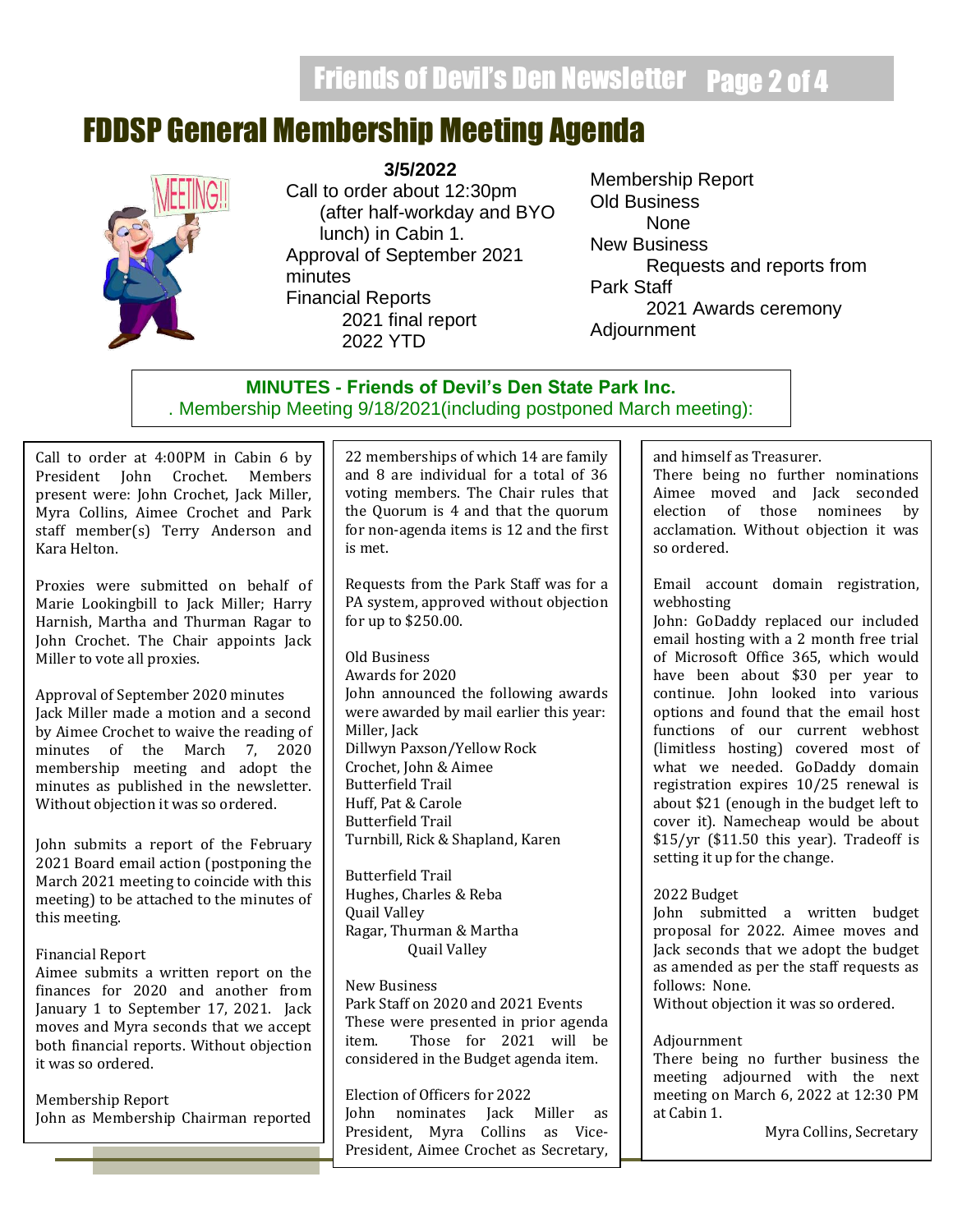# FDDSP General Membership Meeting Agenda

**3/5/2022**

Call to order about 12:30pm (after half-workday and BYO lunch) in Cabin 1.

Approval of September 2021 minutes

Financial Reports

- 2021 final report
- 2022 YTD

Membership Report

Old Business

- None

New Business

- Requests and reports from Park Staff
- 2021 Awards ceremony

Adjournment

## MINUTES - Friends of Devil's Den State Park Inc.

. Membership Meeting 9/18/2021(including postponed March meeting):

Call to order at 4:00PM in Cabin 6 by President John Crochet. Members present were: John Crochet, Jack Miller, Myra Collins, Aimee Crochet and Park staff member(s) Terry Anderson and Kara Helton.

Proxies were submitted on behalf of Marie Lookingbill to Jack Miller; Harry Harnish, Martha and Thurman Ragar to John Crochet. The Chair appoints Jack Miller to vote all proxies.

Approval of September 2020 minutes
Jack Miller made a motion and a second by Aimee Crochet to waive the reading of minutes of the March 7, 2020 membership meeting and adopt the minutes as published in the newsletter. Without objection it was so ordered.

John submits a report of the February 2021 Board email action (postponing the March 2021 meeting to coincide with this meeting) to be attached to the minutes of this meeting.

Financial Report
Aimee submits a written report on the finances for 2020 and another from January 1 to September 17, 2021. Jack moves and Myra seconds that we accept both financial reports. Without objection it was so ordered.

Membership Report
John as Membership Chairman reported 22 memberships of which 14 are family and 8 are individual for a total of 36 voting members. The Chair rules that the Quorum is 4 and that the quorum for non-agenda items is 12 and the first is met.

Requests from the Park Staff was for a PA system, approved without objection for up to $250.00.

Old Business
Awards for 2020
John announced the following awards were awarded by mail earlier this year:
Miller, Jack
Dillwyn Paxson/Yellow Rock
Crochet, John & Aimee
Butterfield Trail
Huff, Pat & Carole
Butterfield Trail
Turnbill, Rick & Shapland, Karen

Butterfield Trail
Hughes, Charles & Reba
Quail Valley
Ragar, Thurman & Martha
Quail Valley

New Business
Park Staff on 2020 and 2021 Events
These were presented in prior agenda item. Those for 2021 will be considered in the Budget agenda item.

Election of Officers for 2022
John nominates Jack Miller as President, Myra Collins as Vice-President, Aimee Crochet as Secretary, and himself as Treasurer.
There being no further nominations Aimee moved and Jack seconded election of those nominees by acclamation. Without objection it was so ordered.

Email account domain registration, webhosting
John: GoDaddy replaced our included email hosting with a 2 month free trial of Microsoft Office 365, which would have been about $30 per year to continue. John looked into various options and found that the email host functions of our current webhost (limitless hosting) covered most of what we needed. GoDaddy domain registration expires 10/25 renewal is about $21 (enough in the budget left to cover it). Namecheap would be about $15/yr ($11.50 this year). Tradeoff is setting it up for the change.

2022 Budget
John submitted a written budget proposal for 2022. Aimee moves and Jack seconds that we adopt the budget as amended as per the staff requests as follows: None.
Without objection it was so ordered.

Adjournment
There being no further business the meeting adjourned with the next meeting on March 6, 2022 at 12:30 PM at Cabin 1.

Myra Collins, Secretary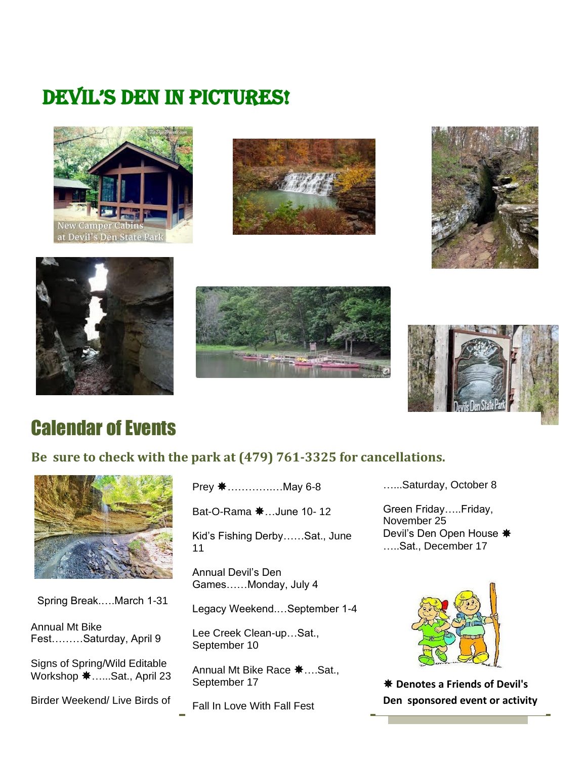# Devil's Den in Pictures!

New Camper Cabins at Devil's Den State Park

Devils Den State Park

# Calendar of Events

**Be sure to check with the park at (479) 761-3325 for cancellations.**

Spring Break…..March 1-31

Annual Mt Bike Fest………Saturday, April 9

Signs of Spring/Wild Editable Workshop ✸…...Sat., April 23

Birder Weekend/ Live Birds of Prey ✸…………….May 6-8

Bat-O-Rama ✸…June 10- 12

Kid's Fishing Derby……Sat., June 11

Annual Devil's Den Games……Monday, July 4

Legacy Weekend….September 1-4

Lee Creek Clean-up…Sat., September 10

Annual Mt Bike Race ✸….Sat., September 17

Fall In Love With Fall Fest …...Saturday, October 8

Green Friday…..Friday, November 25

Devil's Den Open House ✸ …..Sat., December 17

**✸ Denotes a Friends of Devil's Den sponsored event or activity**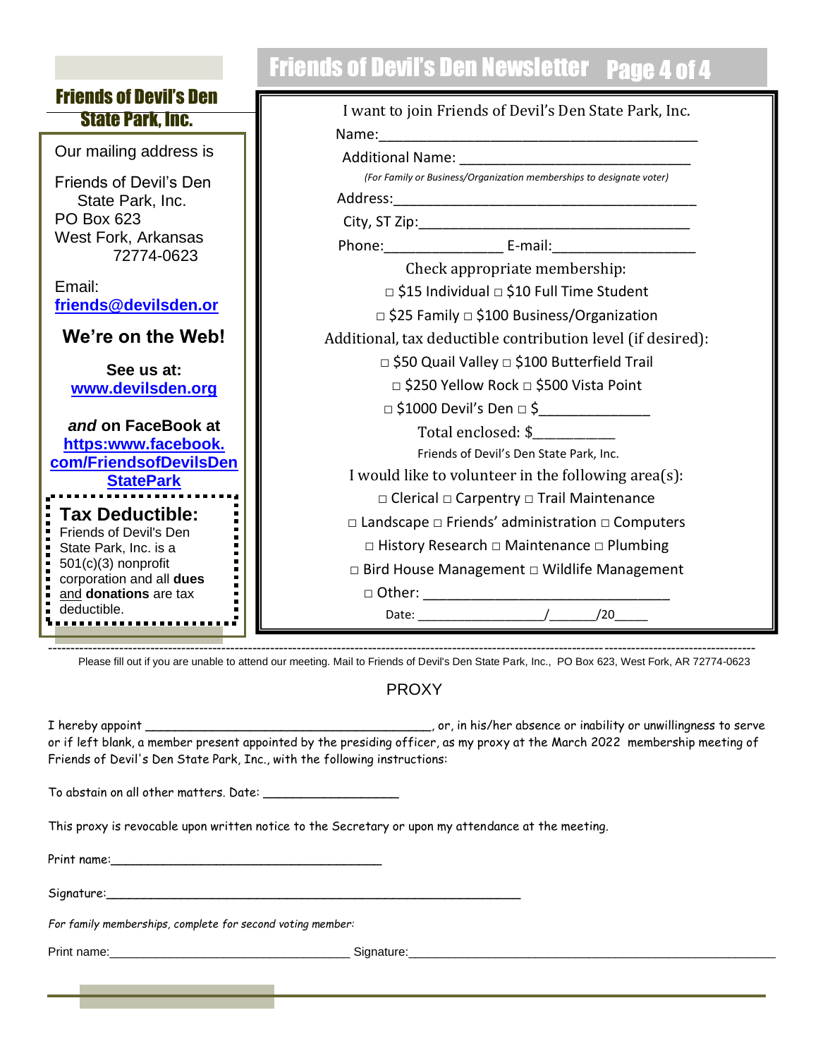## Friends of Devil's Den State Park, Inc.

Our mailing address is

Friends of Devil's Den State Park, Inc.
PO Box 623
West Fork, Arkansas 72774-0623

Email: **friends@devilsden.or**

**We're on the Web!**

**See us at:**
**www.devilsden.org**

***and* on FaceBook at**
**https:www.facebook.com/FriendsofDevilsDenStatePark**

**Tax Deductible:**
Friends of Devil's Den State Park, Inc. is a 501(c)(3) nonprofit corporation and all **dues** and **donations** are tax deductible.

I want to join Friends of Devil's Den State Park, Inc.

Name:_______________________________________

Additional Name: ______________________________

*(For Family or Business/Organization memberships to designate voter)*

Address:_____________________________________

City, ST Zip:__________________________________

Phone:_______________ E-mail:_________________

Check appropriate membership:

□ $15 Individual □ $10 Full Time Student

□ $25 Family □ $100 Business/Organization

Additional, tax deductible contribution level (if desired):

□ $50 Quail Valley □ $100 Butterfield Trail

□ $250 Yellow Rock □ $500 Vista Point

□ $1000 Devil's Den □ $______________

Total enclosed: $__________

Friends of Devil's Den State Park, Inc.

I would like to volunteer in the following area(s):

□ Clerical □ Carpentry □ Trail Maintenance

□ Landscape □ Friends' administration □ Computers

□ History Research □ Maintenance □ Plumbing

□ Bird House Management □ Wildlife Management

□ Other: ______________________________

Date: _________________/_______/20_____

---

Please fill out if you are unable to attend our meeting. Mail to Friends of Devil's Den State Park, Inc., PO Box 623, West Fork, AR 72774-0623

PROXY

I hereby appoint ________________________________________, or, in his/her absence or inability or unwillingness to serve or if left blank, a member present appointed by the presiding officer, as my proxy at the March 2022 membership meeting of Friends of Devil's Den State Park, Inc., with the following instructions:

To abstain on all other matters. Date: __________________

This proxy is revocable upon written notice to the Secretary or upon my attendance at the meeting.

Print name:_____________________________________

Signature:____________________________________________________________

*For family memberships, complete for second voting member:*

Print name:___________________________________ Signature:________________________________________________________